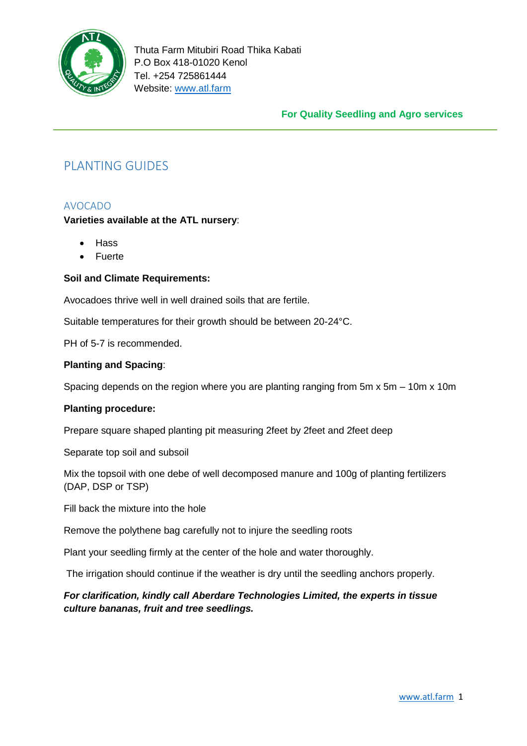Thuta Farm Mitubiri Road Thika Kabati
P.O Box 418-01020 Kenol
Tel. +254 725861444
Website: www.atl.farm

**For Quality Seedling and Agro services**

# PLANTING GUIDES

## AVOCADO

**Varieties available at the ATL nursery**:

- Hass
- Fuerte

**Soil and Climate Requirements:**

Avocadoes thrive well in well drained soils that are fertile.

Suitable temperatures for their growth should be between 20-24°C.

PH of 5-7 is recommended.

**Planting and Spacing**:

Spacing depends on the region where you are planting ranging from 5m x 5m – 10m x 10m

**Planting procedure:**

Prepare square shaped planting pit measuring 2feet by 2feet and 2feet deep

Separate top soil and subsoil

Mix the topsoil with one debe of well decomposed manure and 100g of planting fertilizers (DAP, DSP or TSP)

Fill back the mixture into the hole

Remove the polythene bag carefully not to injure the seedling roots

Plant your seedling firmly at the center of the hole and water thoroughly.

The irrigation should continue if the weather is dry until the seedling anchors properly.

***For clarification, kindly call Aberdare Technologies Limited, the experts in tissue culture bananas, fruit and tree seedlings.***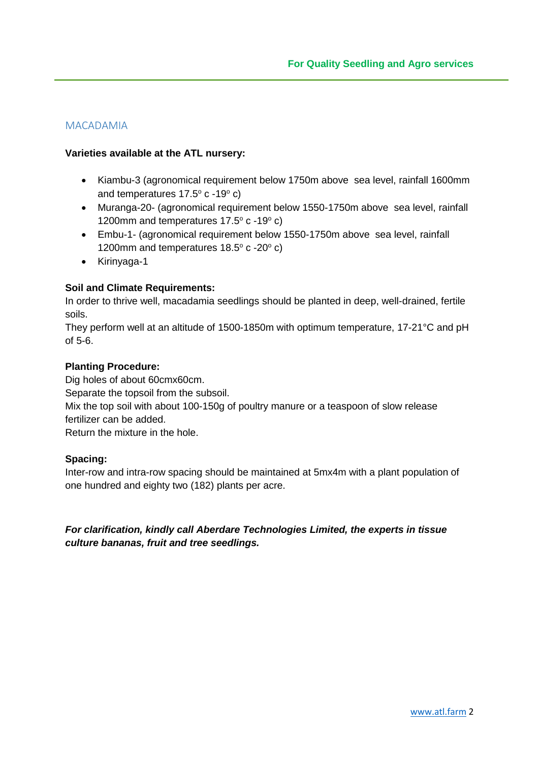## MACADAMIA

**Varieties available at the ATL nursery:**

- Kiambu-3 (agronomical requirement below 1750m above sea level, rainfall 1600mm and temperatures 17.5º c -19º c)
- Muranga-20- (agronomical requirement below 1550-1750m above sea level, rainfall 1200mm and temperatures 17.5º c -19º c)
- Embu-1- (agronomical requirement below 1550-1750m above sea level, rainfall 1200mm and temperatures 18.5º c -20º c)
- Kirinyaga-1

**Soil and Climate Requirements:**

In order to thrive well, macadamia seedlings should be planted in deep, well-drained, fertile soils.

They perform well at an altitude of 1500-1850m with optimum temperature, 17-21°C and pH of 5-6.

**Planting Procedure:**

Dig holes of about 60cmx60cm.

Separate the topsoil from the subsoil.

Mix the top soil with about 100-150g of poultry manure or a teaspoon of slow release fertilizer can be added.

Return the mixture in the hole.

**Spacing:**

Inter-row and intra-row spacing should be maintained at 5mx4m with a plant population of one hundred and eighty two (182) plants per acre.

***For clarification, kindly call Aberdare Technologies Limited, the experts in tissue culture bananas, fruit and tree seedlings.***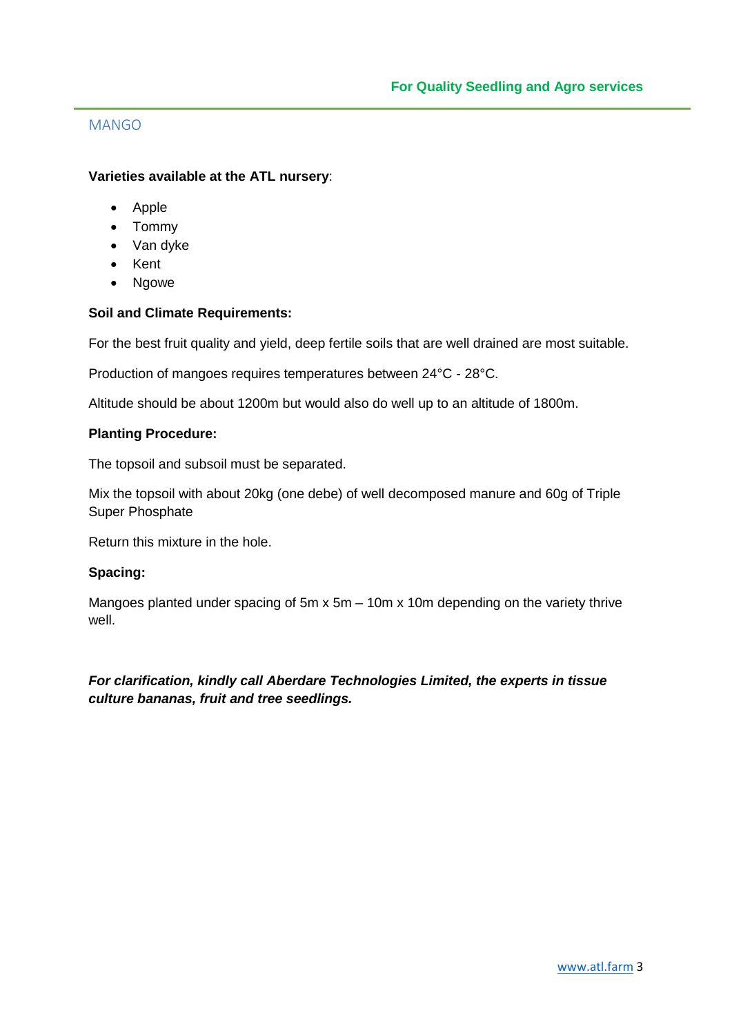## MANGO

**Varieties available at the ATL nursery**:

- Apple
- Tommy
- Van dyke
- Kent
- Ngowe

**Soil and Climate Requirements:**

For the best fruit quality and yield, deep fertile soils that are well drained are most suitable.

Production of mangoes requires temperatures between 24°C - 28°C.

Altitude should be about 1200m but would also do well up to an altitude of 1800m.

**Planting Procedure:**

The topsoil and subsoil must be separated.

Mix the topsoil with about 20kg (one debe) of well decomposed manure and 60g of Triple Super Phosphate

Return this mixture in the hole.

**Spacing:**

Mangoes planted under spacing of 5m x 5m – 10m x 10m depending on the variety thrive well.

***For clarification, kindly call Aberdare Technologies Limited, the experts in tissue culture bananas, fruit and tree seedlings.***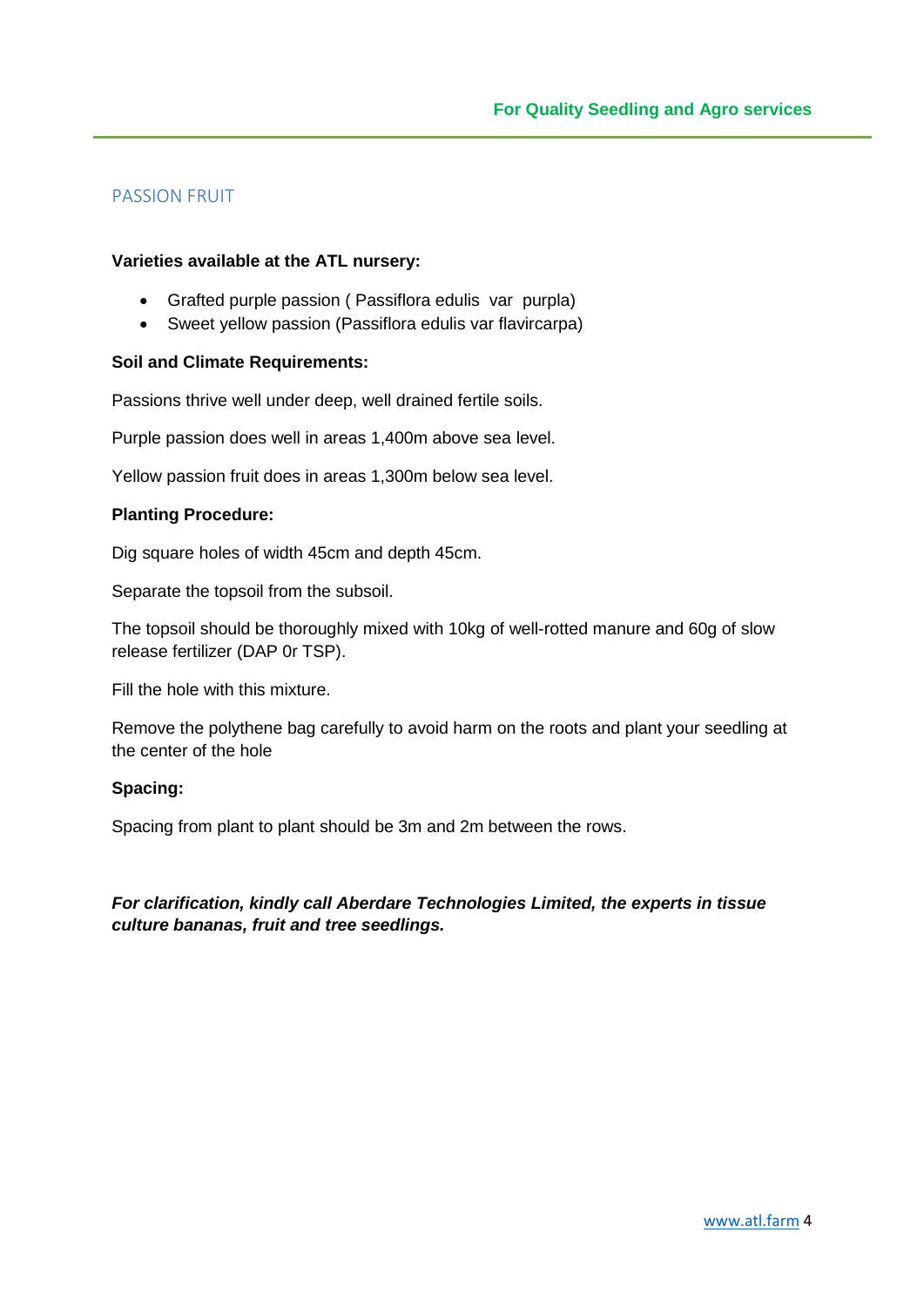## PASSION FRUIT

**Varieties available at the ATL nursery:**

- Grafted purple passion ( Passiflora edulis  var  purpla)
- Sweet yellow passion (Passiflora edulis var flavircarpa)

**Soil and Climate Requirements:**

Passions thrive well under deep, well drained fertile soils.

Purple passion does well in areas 1,400m above sea level.

Yellow passion fruit does in areas 1,300m below sea level.

**Planting Procedure:**

Dig square holes of width 45cm and depth 45cm.

Separate the topsoil from the subsoil.

The topsoil should be thoroughly mixed with 10kg of well-rotted manure and 60g of slow release fertilizer (DAP 0r TSP).

Fill the hole with this mixture.

Remove the polythene bag carefully to avoid harm on the roots and plant your seedling at the center of the hole

**Spacing:**

Spacing from plant to plant should be 3m and 2m between the rows.

***For clarification, kindly call Aberdare Technologies Limited, the experts in tissue culture bananas, fruit and tree seedlings.***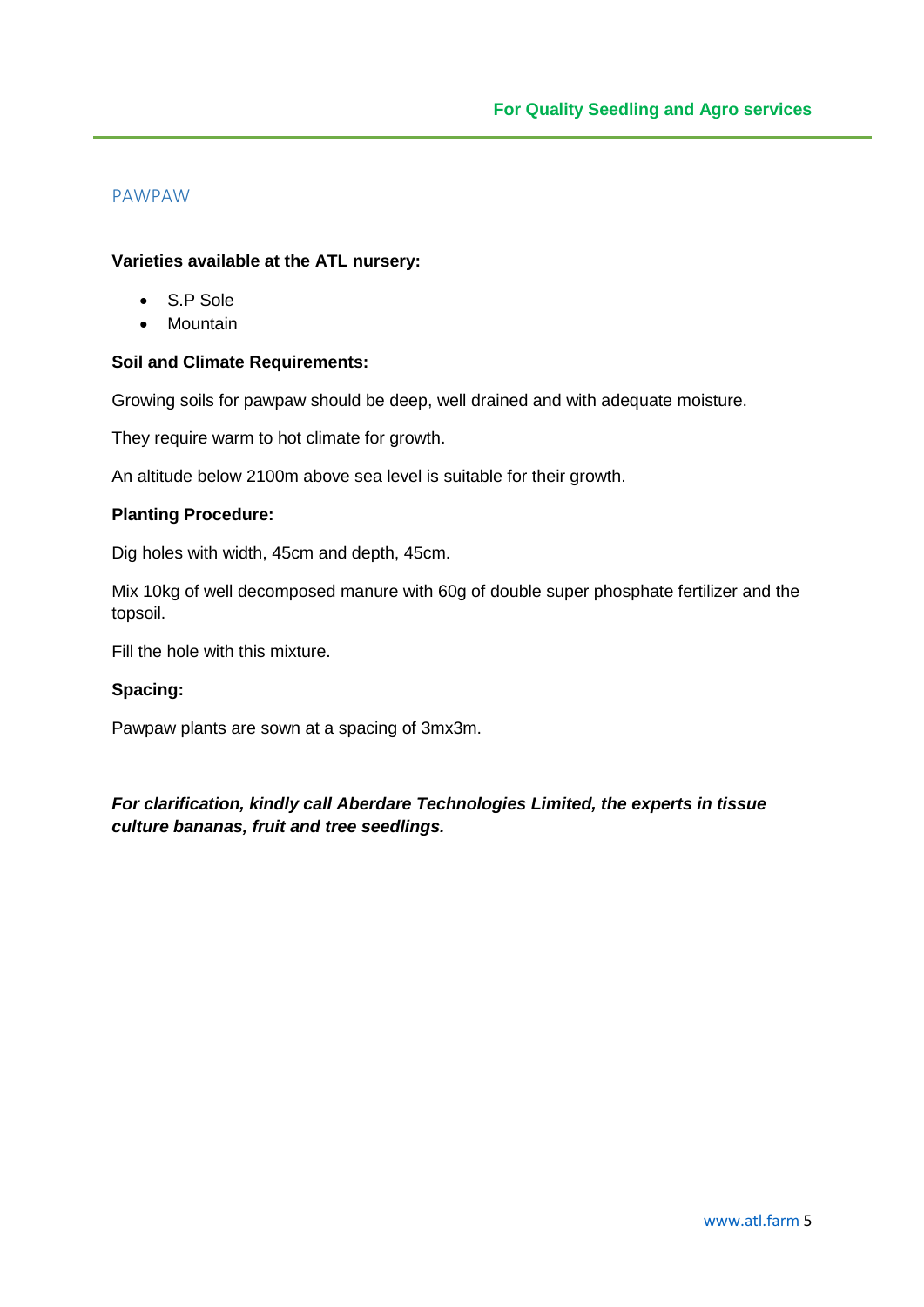## PAWPAW

**Varieties available at the ATL nursery:**

- S.P Sole
- Mountain

**Soil and Climate Requirements:**

Growing soils for pawpaw should be deep, well drained and with adequate moisture.

They require warm to hot climate for growth.

An altitude below 2100m above sea level is suitable for their growth.

**Planting Procedure:**

Dig holes with width, 45cm and depth, 45cm.

Mix 10kg of well decomposed manure with 60g of double super phosphate fertilizer and the topsoil.

Fill the hole with this mixture.

**Spacing:**

Pawpaw plants are sown at a spacing of 3mx3m.

***For clarification, kindly call Aberdare Technologies Limited, the experts in tissue culture bananas, fruit and tree seedlings.***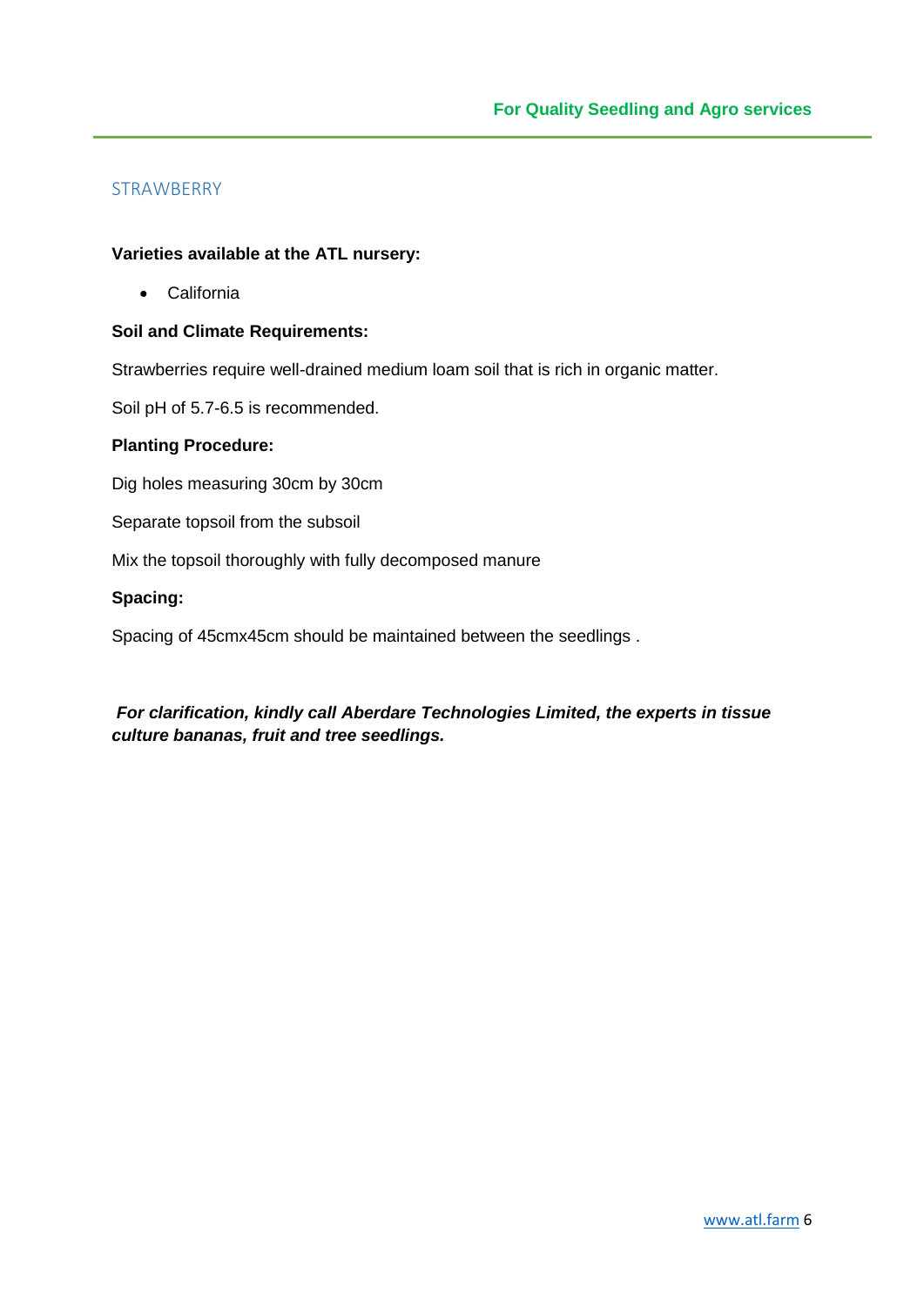## STRAWBERRY

**Varieties available at the ATL nursery:**

- California

**Soil and Climate Requirements:**

Strawberries require well-drained medium loam soil that is rich in organic matter.

Soil pH of 5.7-6.5 is recommended.

**Planting Procedure:**

Dig holes measuring 30cm by 30cm

Separate topsoil from the subsoil

Mix the topsoil thoroughly with fully decomposed manure

**Spacing:**

Spacing of 45cmx45cm should be maintained between the seedlings .

***For clarification, kindly call Aberdare Technologies Limited, the experts in tissue culture bananas, fruit and tree seedlings.***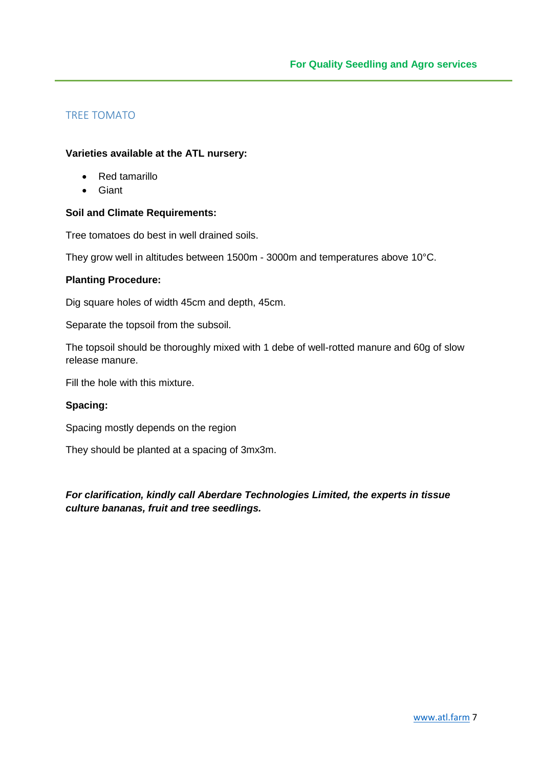## TREE TOMATO

**Varieties available at the ATL nursery:**

- Red tamarillo
- Giant

**Soil and Climate Requirements:**

Tree tomatoes do best in well drained soils.

They grow well in altitudes between 1500m - 3000m and temperatures above 10°C.

**Planting Procedure:**

Dig square holes of width 45cm and depth, 45cm.

Separate the topsoil from the subsoil.

The topsoil should be thoroughly mixed with 1 debe of well-rotted manure and 60g of slow release manure.

Fill the hole with this mixture.

**Spacing:**

Spacing mostly depends on the region

They should be planted at a spacing of 3mx3m.

***For clarification, kindly call Aberdare Technologies Limited, the experts in tissue culture bananas, fruit and tree seedlings.***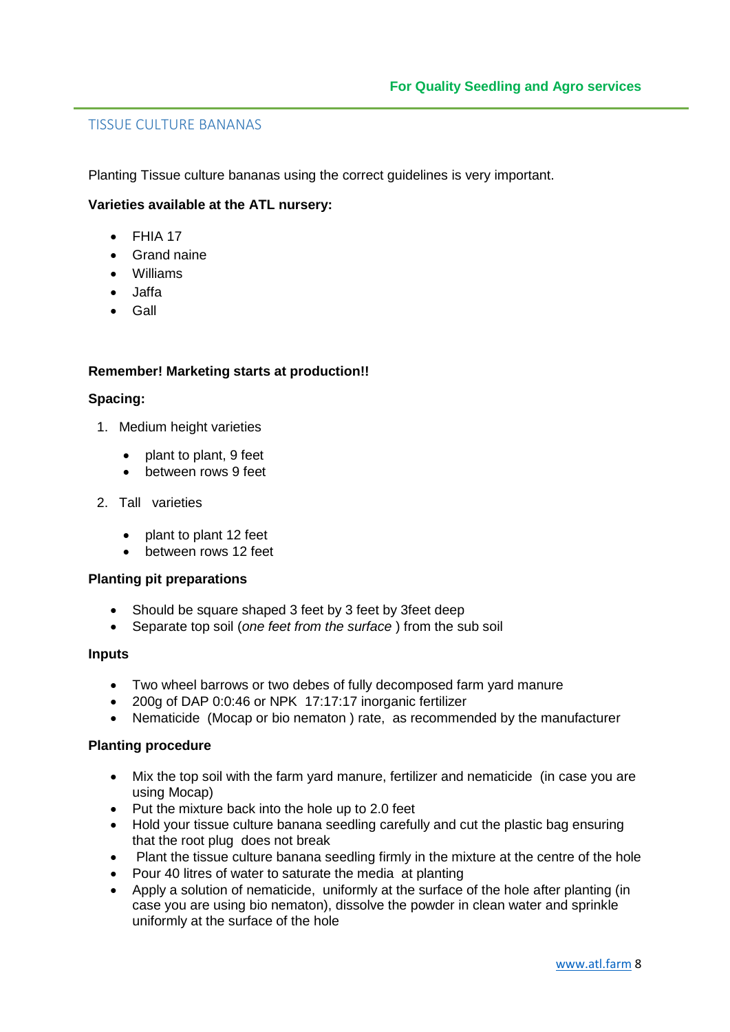## TISSUE CULTURE BANANAS

Planting Tissue culture bananas using the correct guidelines is very important.

**Varieties available at the ATL nursery:**

- FHIA 17
- Grand naine
- Williams
- Jaffa
- Gall

**Remember! Marketing starts at production!!**

**Spacing:**

1. Medium height varieties
   - plant to plant, 9 feet
   - between rows 9 feet
2. Tall varieties
   - plant to plant 12 feet
   - between rows 12 feet

**Planting pit preparations**

- Should be square shaped 3 feet by 3 feet by 3feet deep
- Separate top soil (*one feet from the surface* ) from the sub soil

**Inputs**

- Two wheel barrows or two debes of fully decomposed farm yard manure
- 200g of DAP 0:0:46 or NPK 17:17:17 inorganic fertilizer
- Nematicide (Mocap or bio nematon ) rate, as recommended by the manufacturer

**Planting procedure**

- Mix the top soil with the farm yard manure, fertilizer and nematicide (in case you are using Mocap)
- Put the mixture back into the hole up to 2.0 feet
- Hold your tissue culture banana seedling carefully and cut the plastic bag ensuring that the root plug does not break
- Plant the tissue culture banana seedling firmly in the mixture at the centre of the hole
- Pour 40 litres of water to saturate the media at planting
- Apply a solution of nematicide, uniformly at the surface of the hole after planting (in case you are using bio nematon), dissolve the powder in clean water and sprinkle uniformly at the surface of the hole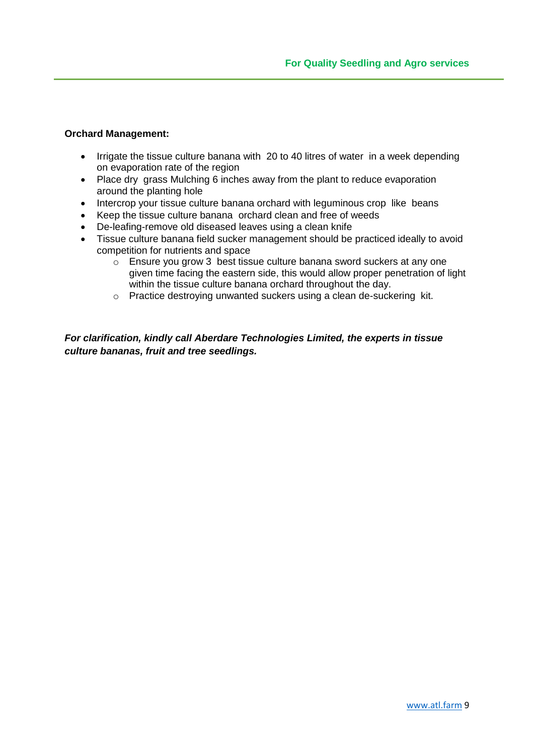**Orchard Management:**

- Irrigate the tissue culture banana with 20 to 40 litres of water in a week depending on evaporation rate of the region
- Place dry grass Mulching 6 inches away from the plant to reduce evaporation around the planting hole
- Intercrop your tissue culture banana orchard with leguminous crop like beans
- Keep the tissue culture banana orchard clean and free of weeds
- De-leafing-remove old diseased leaves using a clean knife
- Tissue culture banana field sucker management should be practiced ideally to avoid competition for nutrients and space
    - Ensure you grow 3 best tissue culture banana sword suckers at any one given time facing the eastern side, this would allow proper penetration of light within the tissue culture banana orchard throughout the day.
    - Practice destroying unwanted suckers using a clean de-suckering kit.

***For clarification, kindly call Aberdare Technologies Limited, the experts in tissue culture bananas, fruit and tree seedlings.***